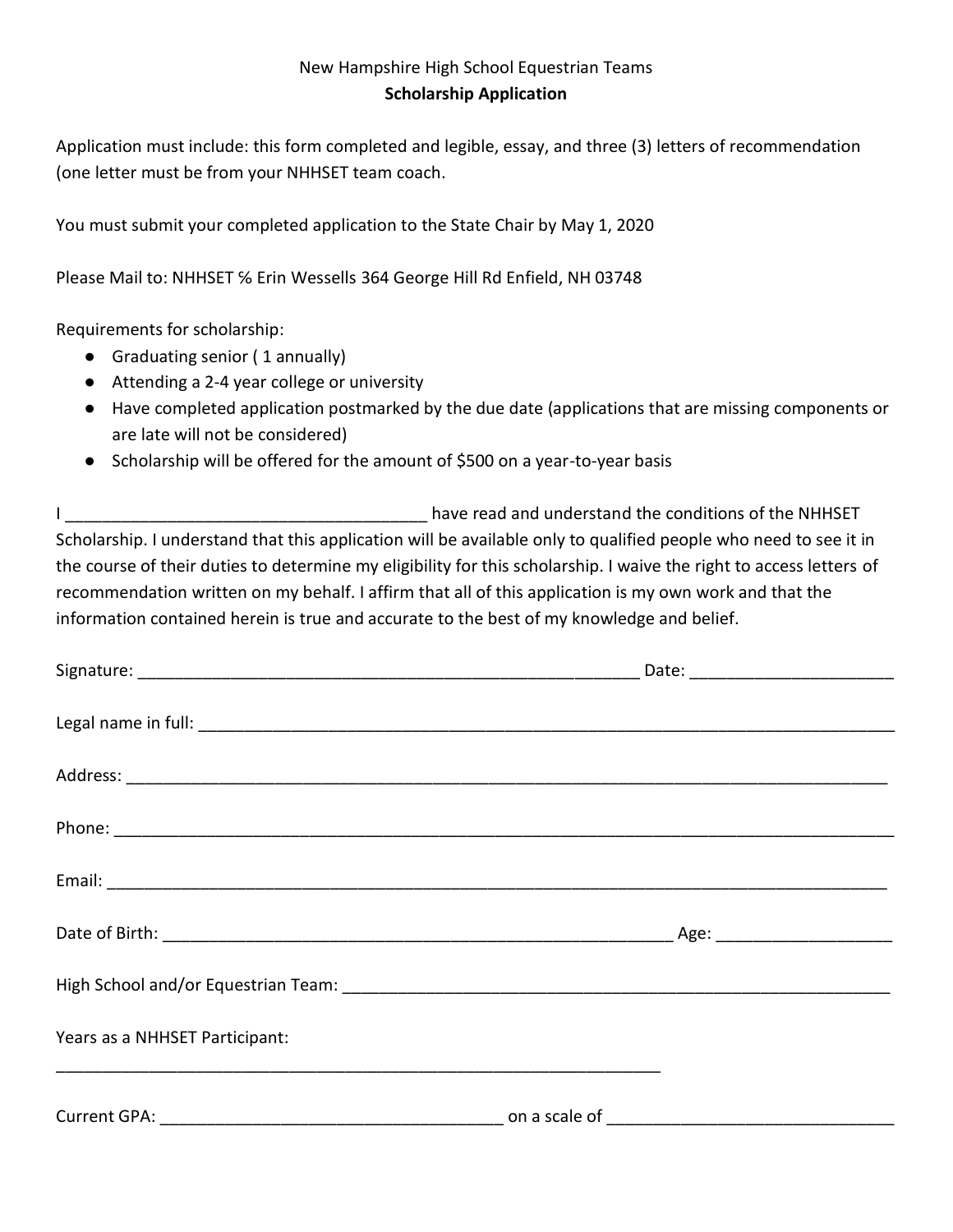New Hampshire High School Equestrian Teams

**Scholarship Application**

Application must include: this form completed and legible, essay, and three (3) letters of recommendation (one letter must be from your NHHSET team coach.

You must submit your completed application to the State Chair by May 1, 2020

Please Mail to: NHHSET ℅ Erin Wessells 364 George Hill Rd Enfield, NH 03748

Requirements for scholarship:

- Graduating senior ( 1 annually)
- Attending a 2-4 year college or university
- Have completed application postmarked by the due date (applications that are missing components or are late will not be considered)
- Scholarship will be offered for the amount of $500 on a year-to-year basis

I ______________________________________ have read and understand the conditions of the NHHSET Scholarship. I understand that this application will be available only to qualified people who need to see it in the course of their duties to determine my eligibility for this scholarship. I waive the right to access letters of recommendation written on my behalf. I affirm that all of this application is my own work and that the information contained herein is true and accurate to the best of my knowledge and belief.

Signature: _____________________________________________________ Date: _____________________

Legal name in full: ______________________________________________________________________

Address: _______________________________________________________________________________

Phone: ________________________________________________________________________________

Email: ________________________________________________________________________________

Date of Birth: ______________________________________________________ Age: __________________

High School and/or Equestrian Team: __________________________________________________________

Years as a NHHSET Participant:

_________________________________________________________________

Current GPA: ____________________________________ on a scale of ______________________________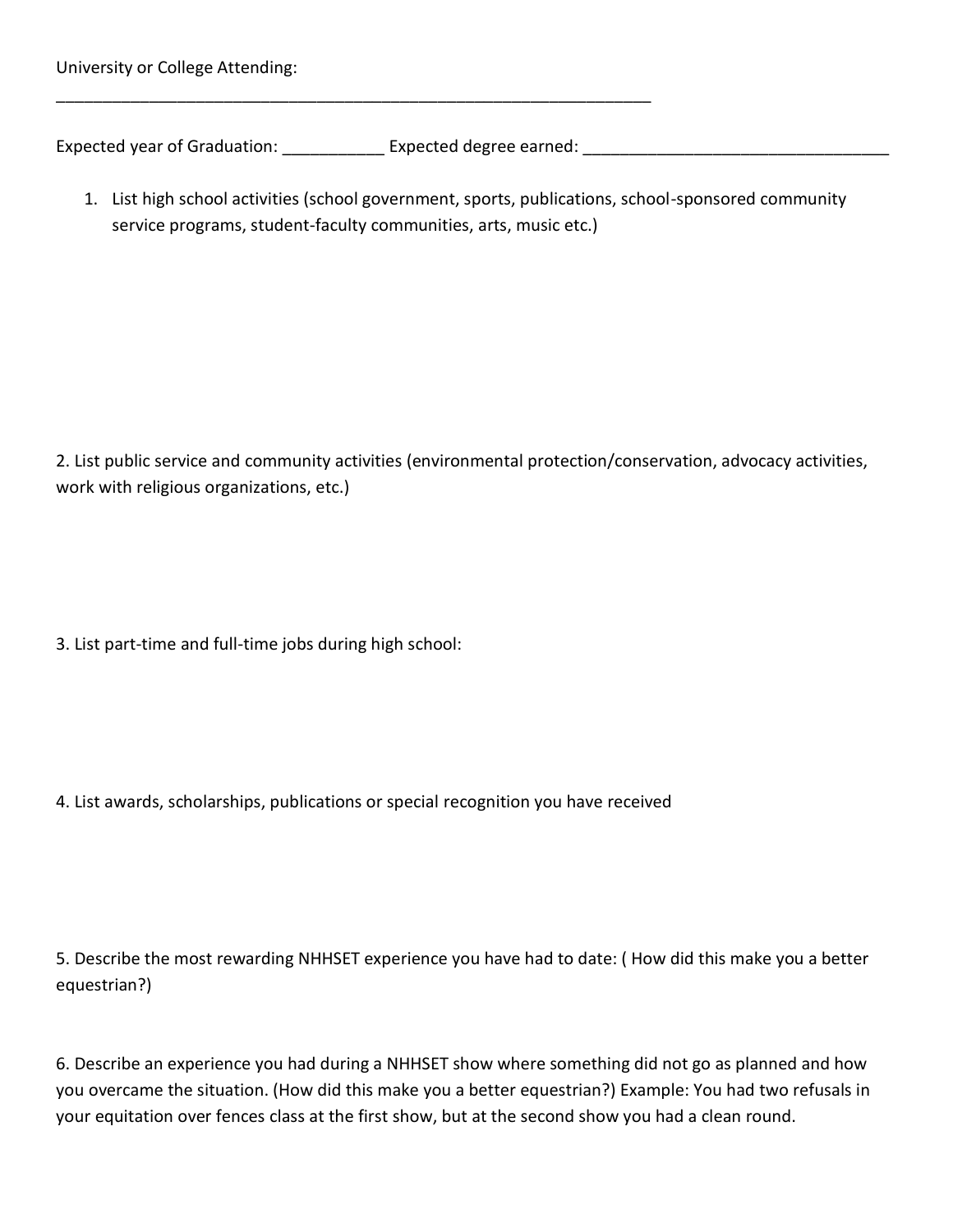University or College Attending:

___________________________________________________________________

Expected year of Graduation: ___________ Expected degree earned: _________________________________

1. List high school activities (school government, sports, publications, school-sponsored community service programs, student-faculty communities, arts, music etc.)

2. List public service and community activities (environmental protection/conservation, advocacy activities, work with religious organizations, etc.)

3. List part-time and full-time jobs during high school:

4. List awards, scholarships, publications or special recognition you have received

5. Describe the most rewarding NHHSET experience you have had to date: ( How did this make you a better equestrian?)

6. Describe an experience you had during a NHHSET show where something did not go as planned and how you overcame the situation. (How did this make you a better equestrian?) Example: You had two refusals in your equitation over fences class at the first show, but at the second show you had a clean round.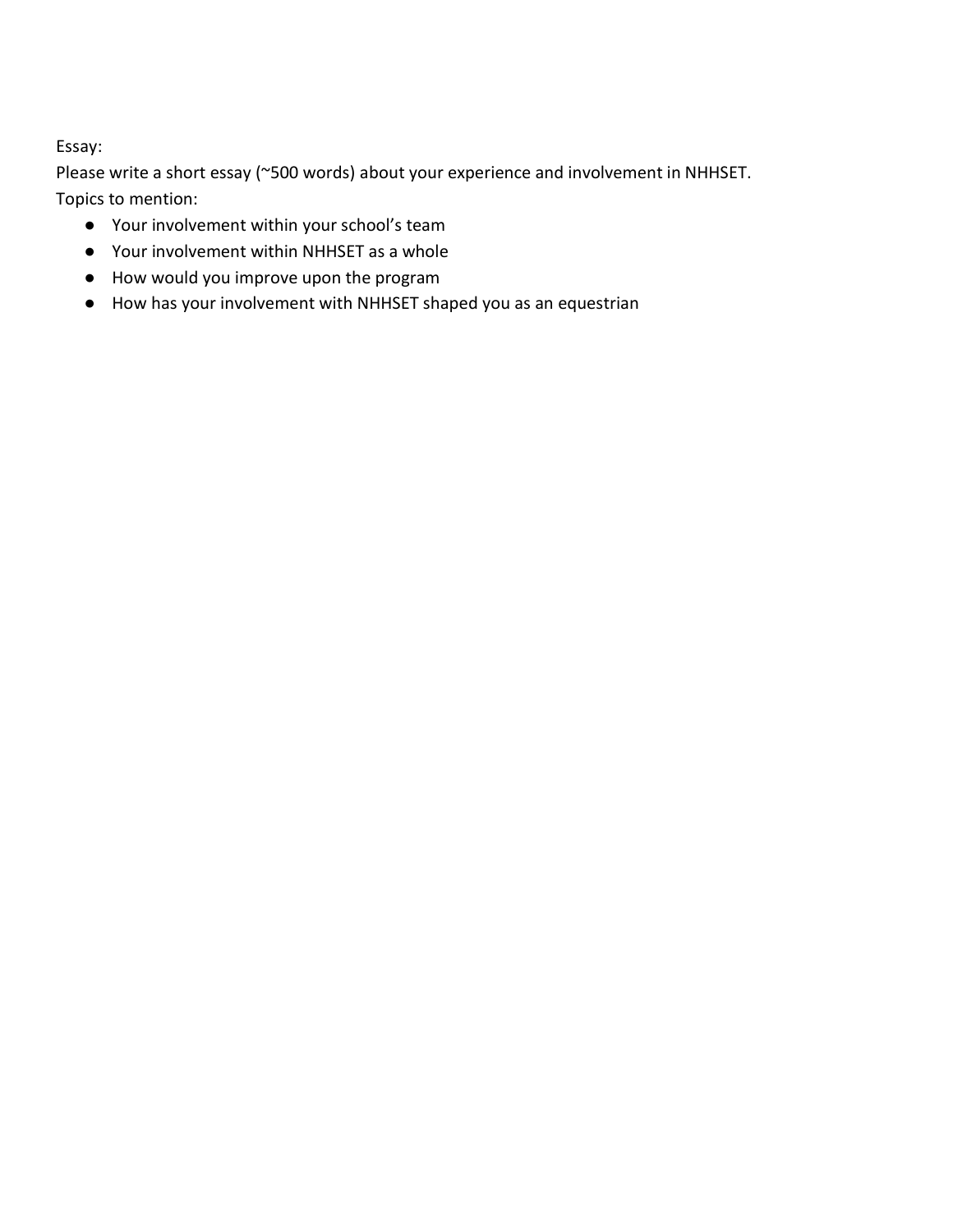Essay:

Please write a short essay (~500 words) about your experience and involvement in NHHSET.

Topics to mention:

- Your involvement within your school's team
- Your involvement within NHHSET as a whole
- How would you improve upon the program
- How has your involvement with NHHSET shaped you as an equestrian